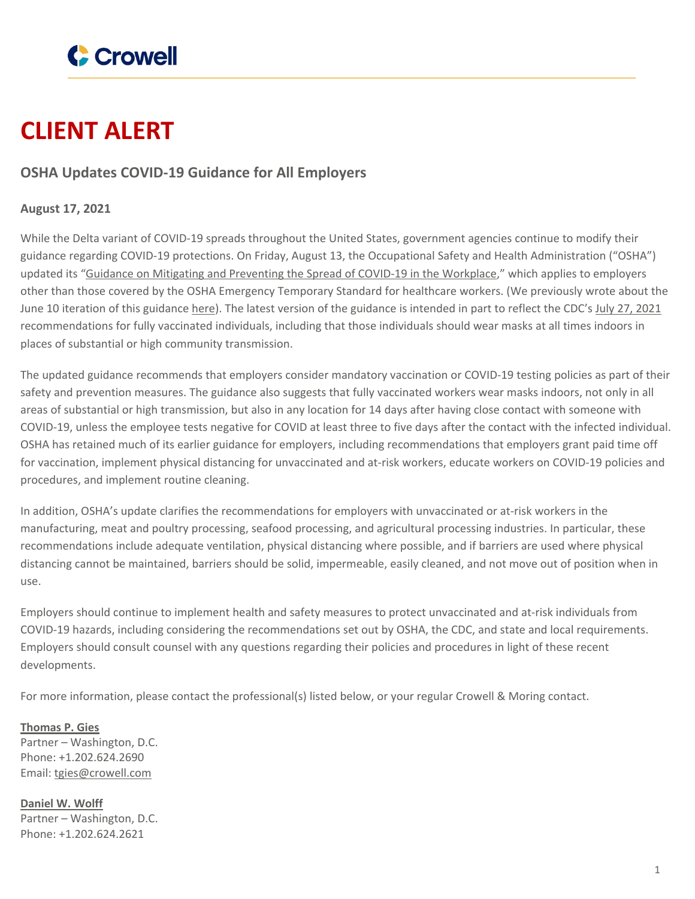# CLIENT ALERT

## OSHA Updates COVID-19 Guidance for All Employers

**August 17, 2021**

While the Delta variant of COVID-19 spreads throughout the United States, government agencies continue to modify their guidance regarding COVID-19 protections. On Friday, August 13, the Occupational Safety and Health Administration ("OSHA") updated its "Guidance on Mitigating and Preventing the Spread of COVID-19 in the Workplace," which applies to employers other than those covered by the OSHA Emergency Temporary Standard for healthcare workers. (We previously wrote about the June 10 iteration of this guidance here). The latest version of the guidance is intended in part to reflect the CDC's July 27, 2021 recommendations for fully vaccinated individuals, including that those individuals should wear masks at all times indoors in places of substantial or high community transmission.

The updated guidance recommends that employers consider mandatory vaccination or COVID-19 testing policies as part of their safety and prevention measures. The guidance also suggests that fully vaccinated workers wear masks indoors, not only in all areas of substantial or high transmission, but also in any location for 14 days after having close contact with someone with COVID-19, unless the employee tests negative for COVID at least three to five days after the contact with the infected individual. OSHA has retained much of its earlier guidance for employers, including recommendations that employers grant paid time off for vaccination, implement physical distancing for unvaccinated and at-risk workers, educate workers on COVID-19 policies and procedures, and implement routine cleaning.

In addition, OSHA's update clarifies the recommendations for employers with unvaccinated or at-risk workers in the manufacturing, meat and poultry processing, seafood processing, and agricultural processing industries. In particular, these recommendations include adequate ventilation, physical distancing where possible, and if barriers are used where physical distancing cannot be maintained, barriers should be solid, impermeable, easily cleaned, and not move out of position when in use.

Employers should continue to implement health and safety measures to protect unvaccinated and at-risk individuals from COVID-19 hazards, including considering the recommendations set out by OSHA, the CDC, and state and local requirements. Employers should consult counsel with any questions regarding their policies and procedures in light of these recent developments.

For more information, please contact the professional(s) listed below, or your regular Crowell & Moring contact.

**Thomas P. Gies**
Partner – Washington, D.C.
Phone: +1.202.624.2690
Email: tgies@crowell.com

**Daniel W. Wolff**
Partner – Washington, D.C.
Phone: +1.202.624.2621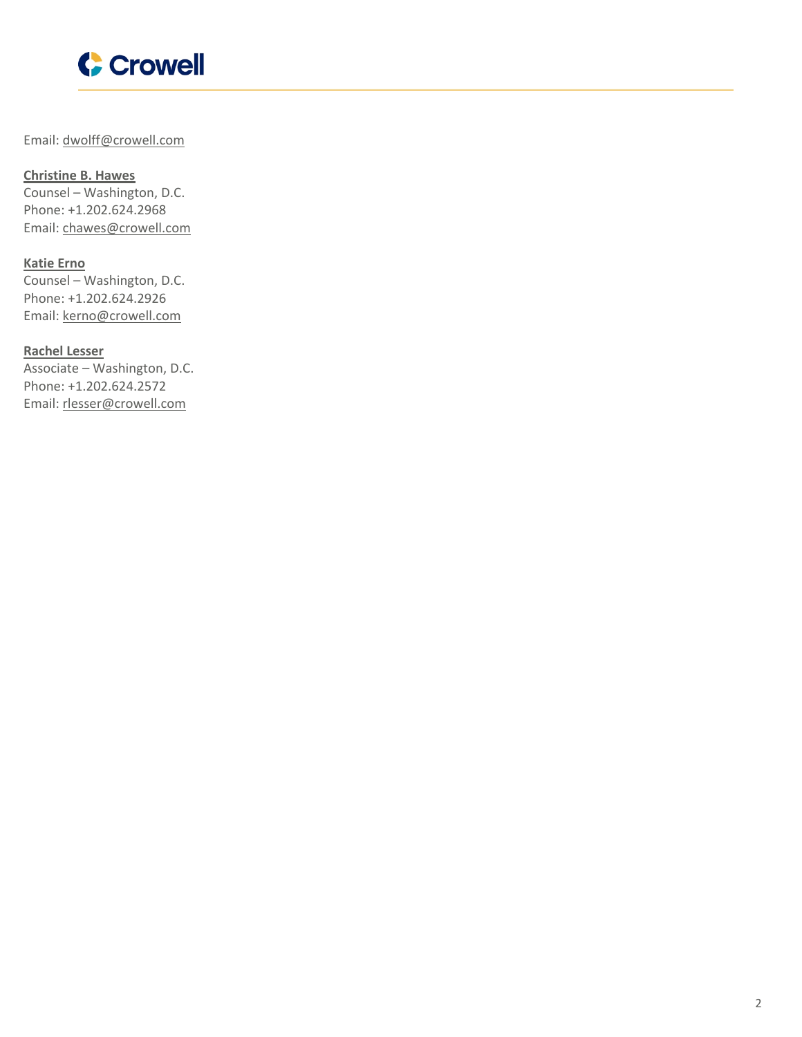Email: dwolff@crowell.com

**Christine B. Hawes**
Counsel – Washington, D.C.
Phone: +1.202.624.2968
Email: chawes@crowell.com

**Katie Erno**
Counsel – Washington, D.C.
Phone: +1.202.624.2926
Email: kerno@crowell.com

**Rachel Lesser**
Associate – Washington, D.C.
Phone: +1.202.624.2572
Email: rlesser@crowell.com